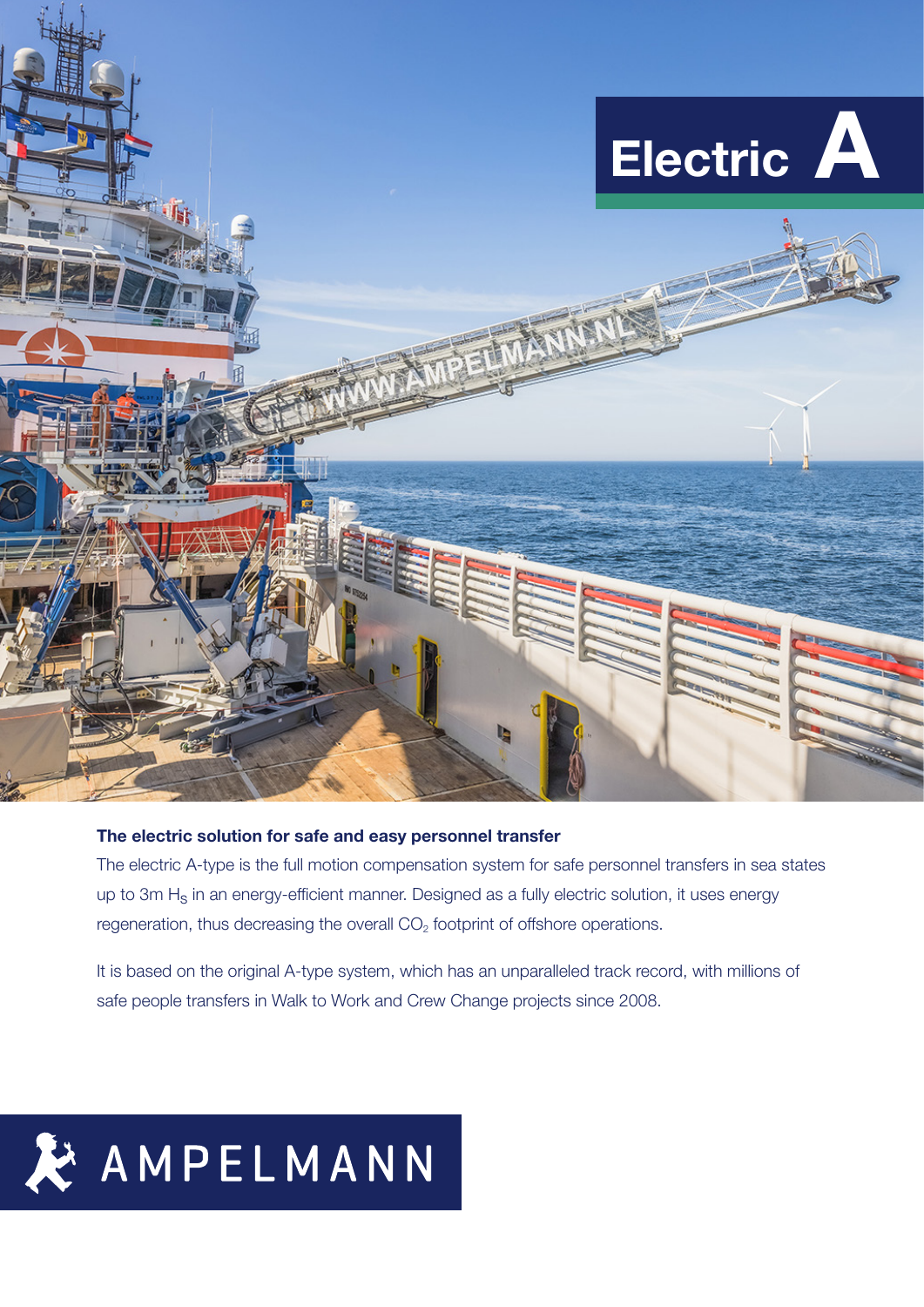# Electric A

**The electric solution for safe and easy personnel transfer**

The electric A-type is the full motion compensation system for safe personnel transfers in sea states up to 3m $H_S$ in an energy-efficient manner. Designed as a fully electric solution, it uses energy regeneration, thus decreasing the overall $CO_2$ footprint of offshore operations.

It is based on the original A-type system, which has an unparalleled track record, with millions of safe people transfers in Walk to Work and Crew Change projects since 2008.

AMPELMANN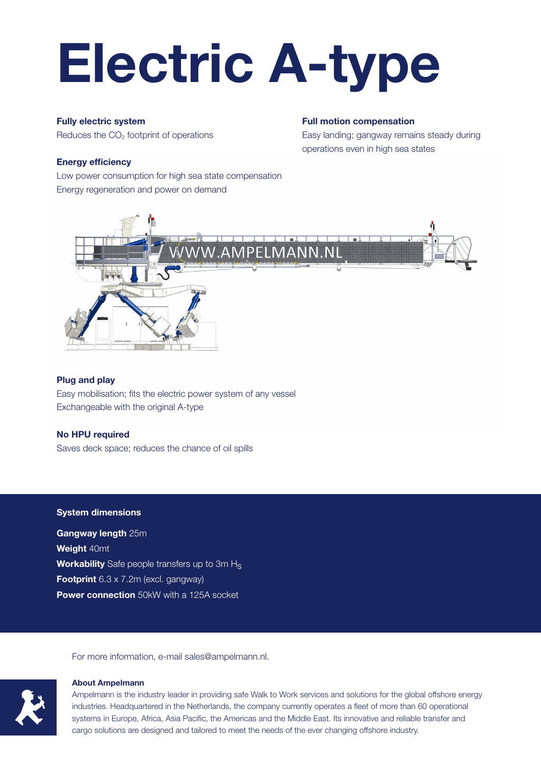# Electric A-type

**Fully electric system**
Reduces the $CO_2$ footprint of operations

**Full motion compensation**
Easy landing; gangway remains steady during operations even in high sea states

**Energy efficiency**
Low power consumption for high sea state compensation
Energy regeneration and power on demand

**Plug and play**
Easy mobilisation; fits the electric power system of any vessel
Exchangeable with the original A-type

**No HPU required**
Saves deck space; reduces the chance of oil spills

**System dimensions**

**Gangway length** 25m
**Weight** 40mt
**Workability** Safe people transfers up to 3m $H_S$
**Footprint** 6.3 x 7.2m (excl. gangway)
**Power connection** 50kW with a 125A socket

For more information, e-mail sales@ampelmann.nl.

**About Ampelmann**
Ampelmann is the industry leader in providing safe Walk to Work services and solutions for the global offshore energy industries. Headquartered in the Netherlands, the company currently operates a fleet of more than 60 operational systems in Europe, Africa, Asia Pacific, the Americas and the Middle East. Its innovative and reliable transfer and cargo solutions are designed and tailored to meet the needs of the ever changing offshore industry.